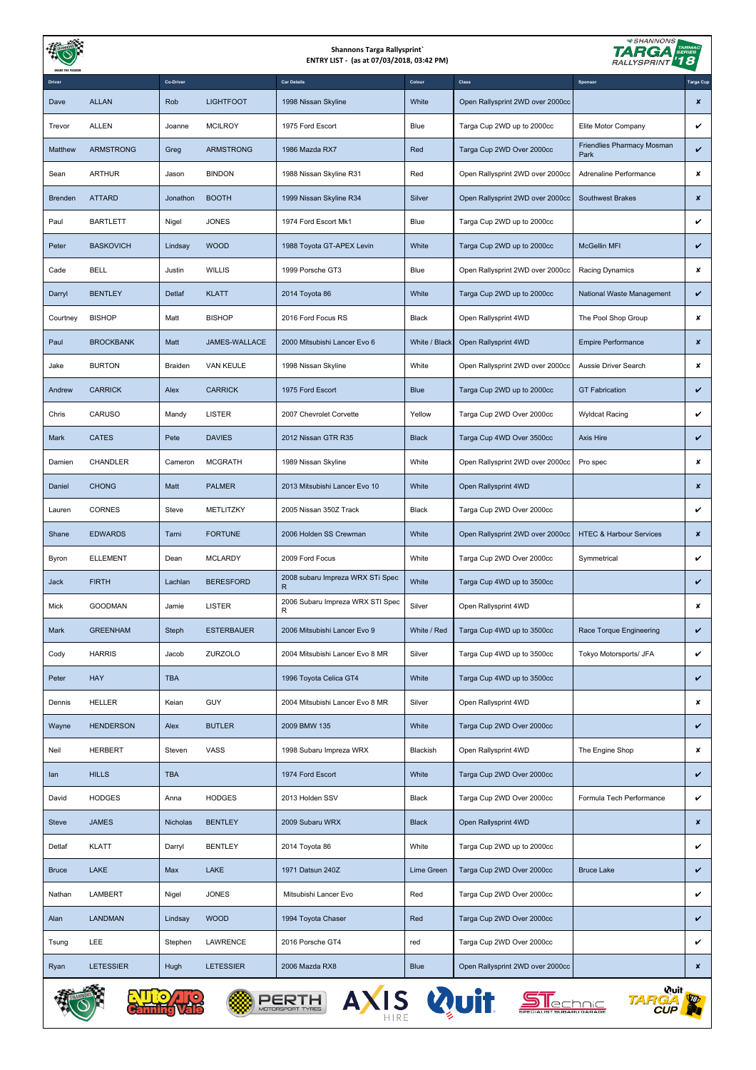# Shannons Targa Rallysprint`

**ENTRY LIST - (as at 07/03/2018, 03:42 PM)**

| Driver | | Co-Driver | | Car Details | Colour | Class | Sponsor | Targa Cup |
|---|---|---|---|---|---|---|---|---|
| Dave | ALLAN | Rob | LIGHTFOOT | 1998 Nissan Skyline | White | Open Rallysprint 2WD over 2000cc | | ✘ |
| Trevor | ALLEN | Joanne | MCILROY | 1975 Ford Escort | Blue | Targa Cup 2WD up to 2000cc | Elite Motor Company | ✔ |
| Matthew | ARMSTRONG | Greg | ARMSTRONG | 1986 Mazda RX7 | Red | Targa Cup 2WD Over 2000cc | Friendlies Pharmacy Mosman Park | ✔ |
| Sean | ARTHUR | Jason | BINDON | 1988 Nissan Skyline R31 | Red | Open Rallysprint 2WD over 2000cc | Adrenaline Performance | ✘ |
| Brenden | ATTARD | Jonathon | BOOTH | 1999 Nissan Skyline R34 | Silver | Open Rallysprint 2WD over 2000cc | Southwest Brakes | ✘ |
| Paul | BARTLETT | Nigel | JONES | 1974 Ford Escort Mk1 | Blue | Targa Cup 2WD up to 2000cc | | ✔ |
| Peter | BASKOVICH | Lindsay | WOOD | 1988 Toyota GT-APEX Levin | White | Targa Cup 2WD up to 2000cc | McGellin MFI | ✔ |
| Cade | BELL | Justin | WILLIS | 1999 Porsche GT3 | Blue | Open Rallysprint 2WD over 2000cc | Racing Dynamics | ✘ |
| Darryl | BENTLEY | Detlaf | KLATT | 2014 Toyota 86 | White | Targa Cup 2WD up to 2000cc | National Waste Management | ✔ |
| Courtney | BISHOP | Matt | BISHOP | 2016 Ford Focus RS | Black | Open Rallysprint 4WD | The Pool Shop Group | ✘ |
| Paul | BROCKBANK | Matt | JAMES-WALLACE | 2000 Mitsubishi Lancer Evo 6 | White / Black | Open Rallysprint 4WD | Empire Performance | ✘ |
| Jake | BURTON | Braiden | VAN KEULE | 1998 Nissan Skyline | White | Open Rallysprint 2WD over 2000cc | Aussie Driver Search | ✘ |
| Andrew | CARRICK | Alex | CARRICK | 1975 Ford Escort | Blue | Targa Cup 2WD up to 2000cc | GT Fabrication | ✔ |
| Chris | CARUSO | Mandy | LISTER | 2007 Chevrolet Corvette | Yellow | Targa Cup 2WD Over 2000cc | Wyldcat Racing | ✔ |
| Mark | CATES | Pete | DAVIES | 2012 Nissan GTR R35 | Black | Targa Cup 4WD Over 3500cc | Axis Hire | ✔ |
| Damien | CHANDLER | Cameron | MCGRATH | 1989 Nissan Skyline | White | Open Rallysprint 2WD over 2000cc | Pro spec | ✘ |
| Daniel | CHONG | Matt | PALMER | 2013 Mitsubishi Lancer Evo 10 | White | Open Rallysprint 4WD | | ✘ |
| Lauren | CORNES | Steve | METLITZKY | 2005 Nissan 350Z Track | Black | Targa Cup 2WD Over 2000cc | | ✔ |
| Shane | EDWARDS | Tarni | FORTUNE | 2006 Holden SS Crewman | White | Open Rallysprint 2WD over 2000cc | HTEC & Harbour Services | ✘ |
| Byron | ELLEMENT | Dean | MCLARDY | 2009 Ford Focus | White | Targa Cup 2WD Over 2000cc | Symmetrical | ✔ |
| Jack | FIRTH | Lachlan | BERESFORD | 2008 subaru Impreza WRX STi Spec R | White | Targa Cup 4WD up to 3500cc | | ✔ |
| Mick | GOODMAN | Jamie | LISTER | 2006 Subaru Impreza WRX STI Spec R | Silver | Open Rallysprint 4WD | | ✘ |
| Mark | GREENHAM | Steph | ESTERBAUER | 2006 Mitsubishi Lancer Evo 9 | White / Red | Targa Cup 4WD up to 3500cc | Race Torque Engineering | ✔ |
| Cody | HARRIS | Jacob | ZURZOLO | 2004 Mitsubishi Lancer Evo 8 MR | Silver | Targa Cup 4WD up to 3500cc | Tokyo Motorsports/ JFA | ✔ |
| Peter | HAY | TBA | | 1996 Toyota Celica GT4 | White | Targa Cup 4WD up to 3500cc | | ✔ |
| Dennis | HELLER | Keian | GUY | 2004 Mitsubishi Lancer Evo 8 MR | Silver | Open Rallysprint 4WD | | ✘ |
| Wayne | HENDERSON | Alex | BUTLER | 2009 BMW 135 | White | Targa Cup 2WD Over 2000cc | | ✔ |
| Neil | HERBERT | Steven | VASS | 1998 Subaru Impreza WRX | Blackish | Open Rallysprint 4WD | The Engine Shop | ✘ |
| Ian | HILLS | TBA | | 1974 Ford Escort | White | Targa Cup 2WD Over 2000cc | | ✔ |
| David | HODGES | Anna | HODGES | 2013 Holden SSV | Black | Targa Cup 2WD Over 2000cc | Formula Tech Performance | ✔ |
| Steve | JAMES | Nicholas | BENTLEY | 2009 Subaru WRX | Black | Open Rallysprint 4WD | | ✘ |
| Detlaf | KLATT | Darryl | BENTLEY | 2014 Toyota 86 | White | Targa Cup 2WD up to 2000cc | | ✔ |
| Bruce | LAKE | Max | LAKE | 1971 Datsun 240Z | Lime Green | Targa Cup 2WD Over 2000cc | Bruce Lake | ✔ |
| Nathan | LAMBERT | Nigel | JONES | Mitsubishi Lancer Evo | Red | Targa Cup 2WD Over 2000cc | | ✔ |
| Alan | LANDMAN | Lindsay | WOOD | 1994 Toyota Chaser | Red | Targa Cup 2WD Over 2000cc | | ✔ |
| Tsung | LEE | Stephen | LAWRENCE | 2016 Porsche GT4 | red | Targa Cup 2WD Over 2000cc | | ✔ |
| Ryan | LETESSIER | Hugh | LETESSIER | 2006 Mazda RX8 | Blue | Open Rallysprint 2WD over 2000cc | | ✘ |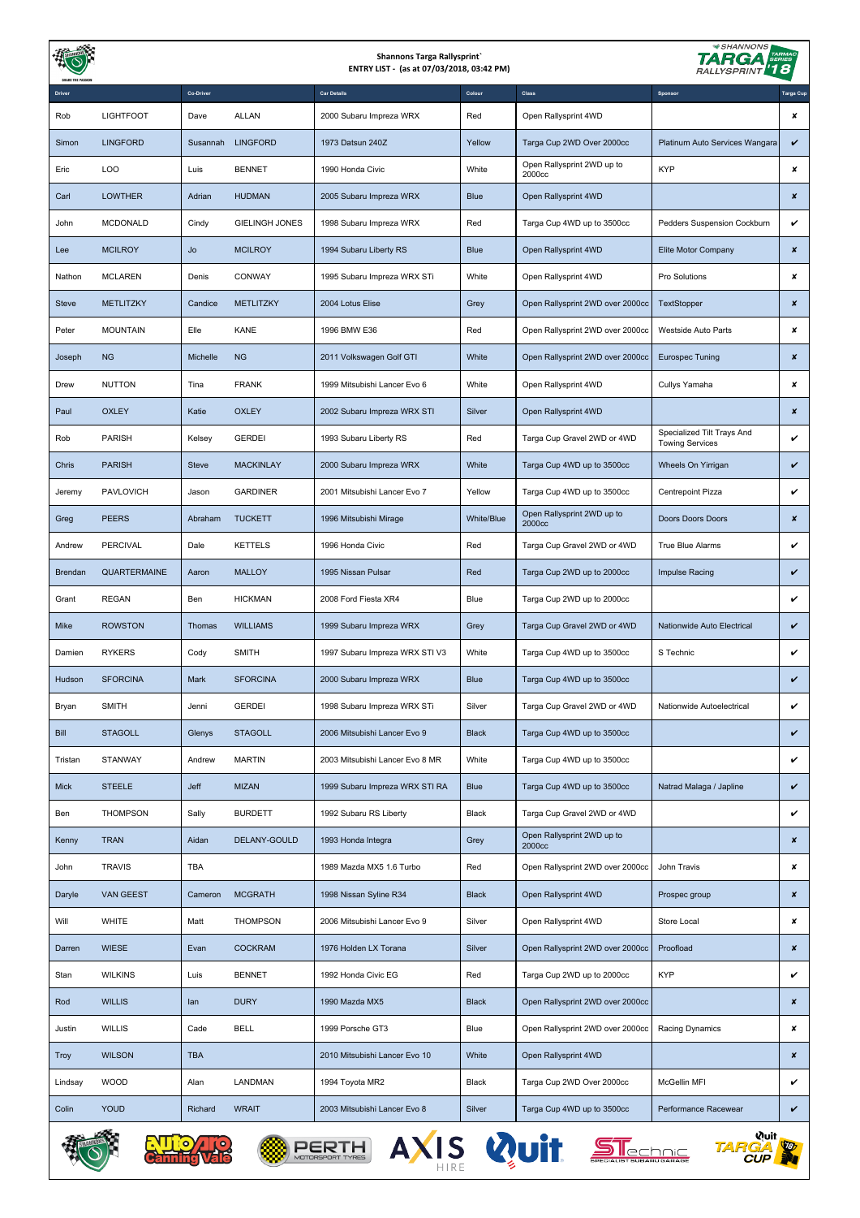**Shannons Targa Rallysprint`**
**ENTRY LIST - (as at 07/03/2018, 03:42 PM)**

| Driver | | Co-Driver | | Car Details | Colour | Class | Sponsor | Targa Cup |
|---|---|---|---|---|---|---|---|---|
| Rob | LIGHTFOOT | Dave | ALLAN | 2000 Subaru Impreza WRX | Red | Open Rallysprint 4WD | | ✘ |
| Simon | LINGFORD | Susannah | LINGFORD | 1973 Datsun 240Z | Yellow | Targa Cup 2WD Over 2000cc | Platinum Auto Services Wangara | ✔ |
| Eric | LOO | Luis | BENNET | 1990 Honda Civic | White | Open Rallysprint 2WD up to 2000cc | KYP | ✘ |
| Carl | LOWTHER | Adrian | HUDMAN | 2005 Subaru Impreza WRX | Blue | Open Rallysprint 4WD | | ✘ |
| John | MCDONALD | Cindy | GIELINGH JONES | 1998 Subaru Impreza WRX | Red | Targa Cup 4WD up to 3500cc | Pedders Suspension Cockburn | ✔ |
| Lee | MCILROY | Jo | MCILROY | 1994 Subaru Liberty RS | Blue | Open Rallysprint 4WD | Elite Motor Company | ✘ |
| Nathon | MCLAREN | Denis | CONWAY | 1995 Subaru Impreza WRX STi | White | Open Rallysprint 4WD | Pro Solutions | ✘ |
| Steve | METLITZKY | Candice | METLITZKY | 2004 Lotus Elise | Grey | Open Rallysprint 2WD over 2000cc | TextStopper | ✘ |
| Peter | MOUNTAIN | Elle | KANE | 1996 BMW E36 | Red | Open Rallysprint 2WD over 2000cc | Westside Auto Parts | ✘ |
| Joseph | NG | Michelle | NG | 2011 Volkswagen Golf GTI | White | Open Rallysprint 2WD over 2000cc | Eurospec Tuning | ✘ |
| Drew | NUTTON | Tina | FRANK | 1999 Mitsubishi Lancer Evo 6 | White | Open Rallysprint 4WD | Cullys Yamaha | ✘ |
| Paul | OXLEY | Katie | OXLEY | 2002 Subaru Impreza WRX STI | Silver | Open Rallysprint 4WD | | ✘ |
| Rob | PARISH | Kelsey | GERDEI | 1993 Subaru Liberty RS | Red | Targa Cup Gravel 2WD or 4WD | Specialized Tilt Trays And Towing Services | ✔ |
| Chris | PARISH | Steve | MACKINLAY | 2000 Subaru Impreza WRX | White | Targa Cup 4WD up to 3500cc | Wheels On Yirrigan | ✔ |
| Jeremy | PAVLOVICH | Jason | GARDINER | 2001 Mitsubishi Lancer Evo 7 | Yellow | Targa Cup 4WD up to 3500cc | Centrepoint Pizza | ✔ |
| Greg | PEERS | Abraham | TUCKETT | 1996 Mitsubishi Mirage | White/Blue | Open Rallysprint 2WD up to 2000cc | Doors Doors Doors | ✘ |
| Andrew | PERCIVAL | Dale | KETTELS | 1996 Honda Civic | Red | Targa Cup Gravel 2WD or 4WD | True Blue Alarms | ✔ |
| Brendan | QUARTERMAINE | Aaron | MALLOY | 1995 Nissan Pulsar | Red | Targa Cup 2WD up to 2000cc | Impulse Racing | ✔ |
| Grant | REGAN | Ben | HICKMAN | 2008 Ford Fiesta XR4 | Blue | Targa Cup 2WD up to 2000cc | | ✔ |
| Mike | ROWSTON | Thomas | WILLIAMS | 1999 Subaru Impreza WRX | Grey | Targa Cup Gravel 2WD or 4WD | Nationwide Auto Electrical | ✔ |
| Damien | RYKERS | Cody | SMITH | 1997 Subaru Impreza WRX STI V3 | White | Targa Cup 4WD up to 3500cc | S Technic | ✔ |
| Hudson | SFORCINA | Mark | SFORCINA | 2000 Subaru Impreza WRX | Blue | Targa Cup 4WD up to 3500cc | | ✔ |
| Bryan | SMITH | Jenni | GERDEI | 1998 Subaru Impreza WRX STi | Silver | Targa Cup Gravel 2WD or 4WD | Nationwide Autoelectrical | ✔ |
| Bill | STAGOLL | Glenys | STAGOLL | 2006 Mitsubishi Lancer Evo 9 | Black | Targa Cup 4WD up to 3500cc | | ✔ |
| Tristan | STANWAY | Andrew | MARTIN | 2003 Mitsubishi Lancer Evo 8 MR | White | Targa Cup 4WD up to 3500cc | | ✔ |
| Mick | STEELE | Jeff | MIZAN | 1999 Subaru Impreza WRX STI RA | Blue | Targa Cup 4WD up to 3500cc | Natrad Malaga / Japline | ✔ |
| Ben | THOMPSON | Sally | BURDETT | 1992 Subaru RS Liberty | Black | Targa Cup Gravel 2WD or 4WD | | ✔ |
| Kenny | TRAN | Aidan | DELANY-GOULD | 1993 Honda Integra | Grey | Open Rallysprint 2WD up to 2000cc | | ✘ |
| John | TRAVIS | TBA | | 1989 Mazda MX5 1.6 Turbo | Red | Open Rallysprint 2WD over 2000cc | John Travis | ✘ |
| Daryle | VAN GEEST | Cameron | MCGRATH | 1998 Nissan Syline R34 | Black | Open Rallysprint 4WD | Prospec group | ✘ |
| Will | WHITE | Matt | THOMPSON | 2006 Mitsubishi Lancer Evo 9 | Silver | Open Rallysprint 4WD | Store Local | ✘ |
| Darren | WIESE | Evan | COCKRAM | 1976 Holden LX Torana | Silver | Open Rallysprint 2WD over 2000cc | Proofload | ✘ |
| Stan | WILKINS | Luis | BENNET | 1992 Honda Civic EG | Red | Targa Cup 2WD up to 2000cc | KYP | ✔ |
| Rod | WILLIS | Ian | DURY | 1990 Mazda MX5 | Black | Open Rallysprint 2WD over 2000cc | | ✘ |
| Justin | WILLIS | Cade | BELL | 1999 Porsche GT3 | Blue | Open Rallysprint 2WD over 2000cc | Racing Dynamics | ✘ |
| Troy | WILSON | TBA | | 2010 Mitsubishi Lancer Evo 10 | White | Open Rallysprint 4WD | | ✘ |
| Lindsay | WOOD | Alan | LANDMAN | 1994 Toyota MR2 | Black | Targa Cup 2WD Over 2000cc | McGellin MFI | ✔ |
| Colin | YOUD | Richard | WRAIT | 2003 Mitsubishi Lancer Evo 8 | Silver | Targa Cup 4WD up to 3500cc | Performance Racewear | ✔ |